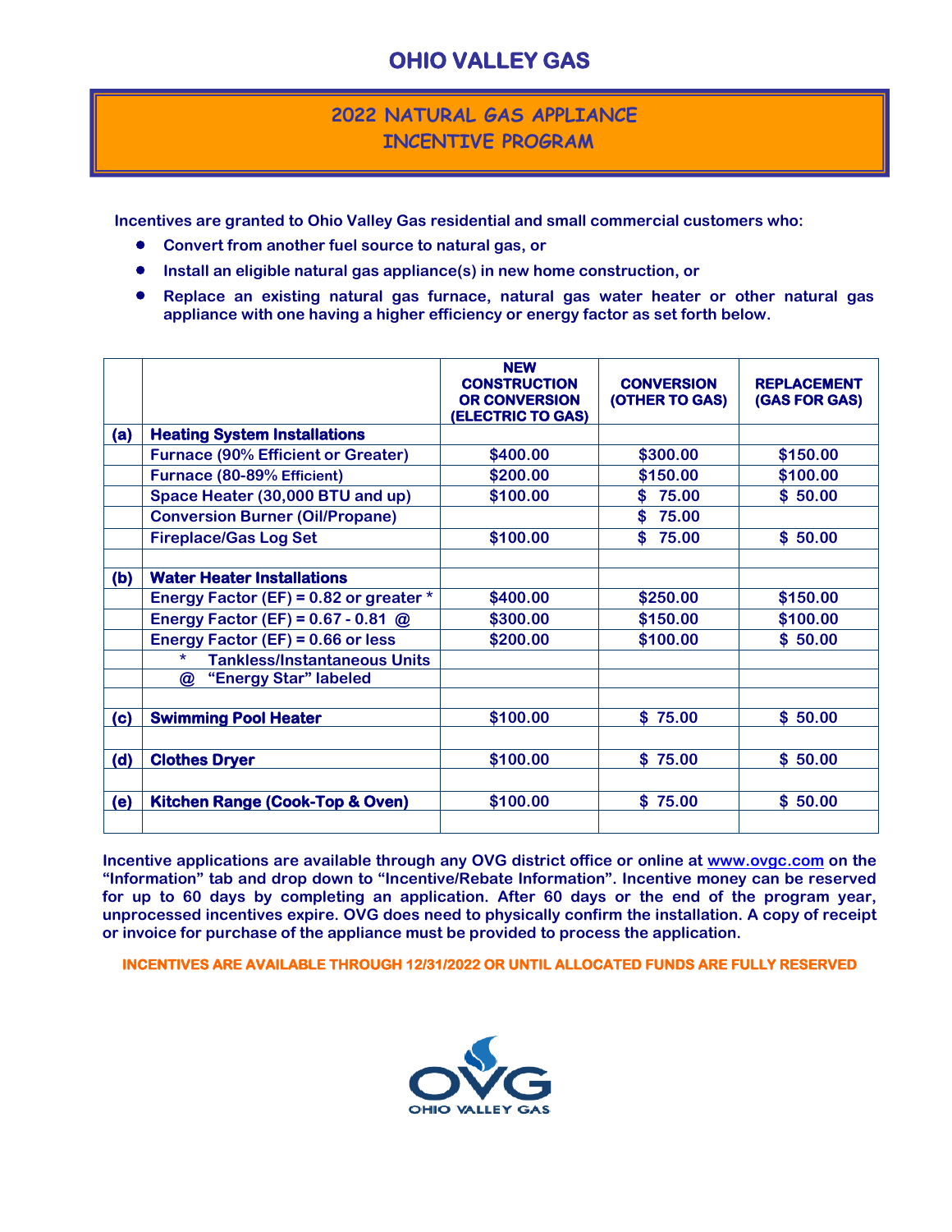# OHIO VALLEY GAS

## 2022 NATURAL GAS APPLIANCE INCENTIVE PROGRAM

**Incentives are granted to Ohio Valley Gas residential and small commercial customers who:**

- **Convert from another fuel source to natural gas, or**
- **Install an eligible natural gas appliance(s) in new home construction, or**
- **Replace an existing natural gas furnace, natural gas water heater or other natural gas appliance with one having a higher efficiency or energy factor as set forth below.**

| | | NEW CONSTRUCTION OR CONVERSION (ELECTRIC TO GAS) | CONVERSION (OTHER TO GAS) | REPLACEMENT (GAS FOR GAS) |
|---|---|---|---|---|
| **(a)** | **Heating System Installations** | | | |
| | Furnace (90% Efficient or Greater) | $400.00 | $300.00 | $150.00 |
| | Furnace (80-89% Efficient) | $200.00 | $150.00 | $100.00 |
| | Space Heater (30,000 BTU and up) | $100.00 | $ 75.00 | $ 50.00 |
| | Conversion Burner (Oil/Propane) | | $ 75.00 | |
| | Fireplace/Gas Log Set | $100.00 | $ 75.00 | $ 50.00 |
| | | | | |
| **(b)** | **Water Heater Installations** | | | |
| | Energy Factor (EF) = 0.82 or greater * | $400.00 | $250.00 | $150.00 |
| | Energy Factor (EF) = 0.67 - 0.81 @ | $300.00 | $150.00 | $100.00 |
| | Energy Factor (EF) = 0.66 or less | $200.00 | $100.00 | $ 50.00 |
| | * Tankless/Instantaneous Units | | | |
| | @ "Energy Star" labeled | | | |
| | | | | |
| **(c)** | **Swimming Pool Heater** | $100.00 | $ 75.00 | $ 50.00 |
| | | | | |
| **(d)** | **Clothes Dryer** | $100.00 | $ 75.00 | $ 50.00 |
| | | | | |
| **(e)** | **Kitchen Range (Cook-Top & Oven)** | $100.00 | $ 75.00 | $ 50.00 |

**Incentive applications are available through any OVG district office or online at www.ovgc.com on the "Information" tab and drop down to "Incentive/Rebate Information". Incentive money can be reserved for up to 60 days by completing an application. After 60 days or the end of the program year, unprocessed incentives expire. OVG does need to physically confirm the installation. A copy of receipt or invoice for purchase of the appliance must be provided to process the application.**

**INCENTIVES ARE AVAILABLE THROUGH 12/31/2022 OR UNTIL ALLOCATED FUNDS ARE FULLY RESERVED**

OVG
OHIO VALLEY GAS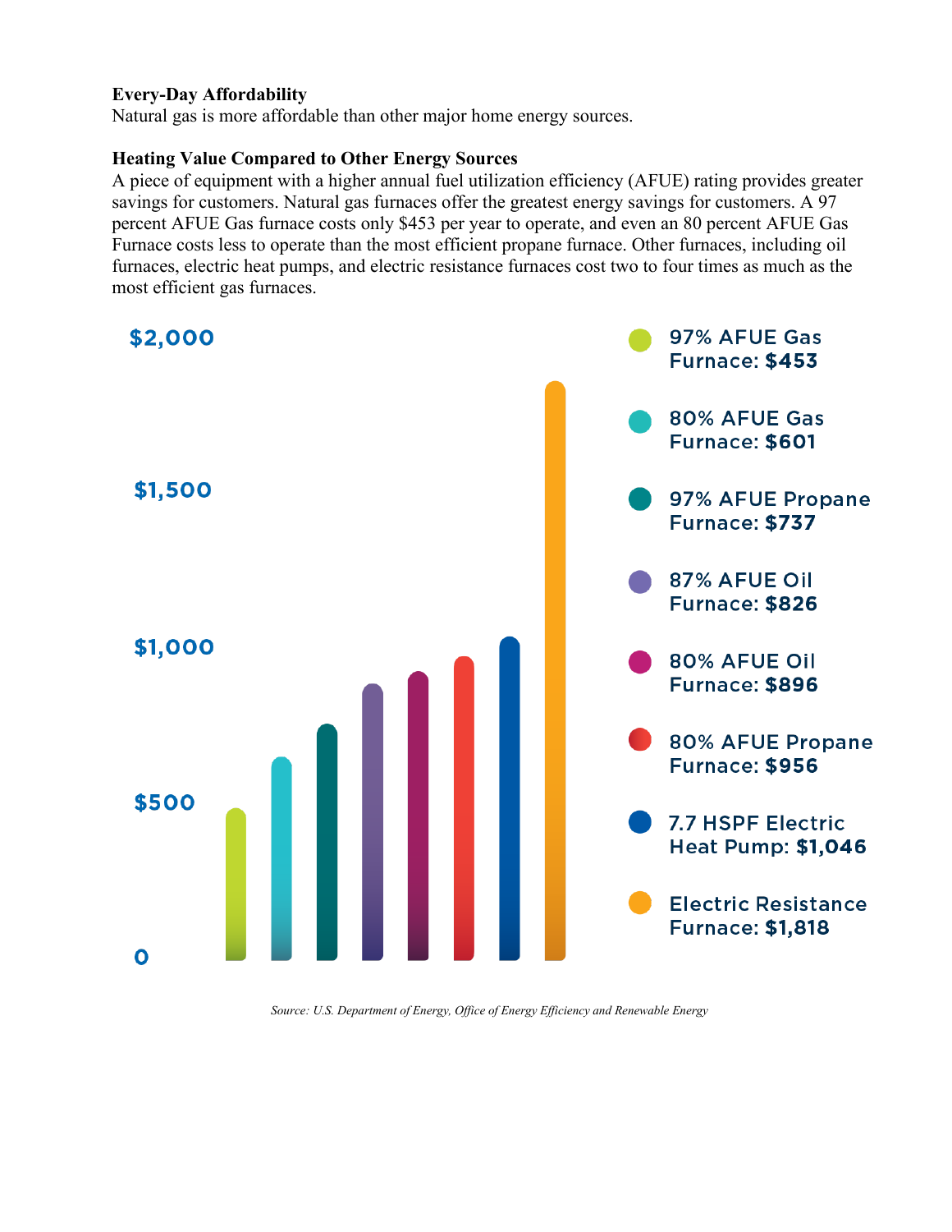**Every-Day Affordability**

Natural gas is more affordable than other major home energy sources.

**Heating Value Compared to Other Energy Sources**

A piece of equipment with a higher annual fuel utilization efficiency (AFUE) rating provides greater savings for customers. Natural gas furnaces offer the greatest energy savings for customers. A 97 percent AFUE Gas furnace costs only $453 per year to operate, and even an 80 percent AFUE Gas Furnace costs less to operate than the most efficient propane furnace. Other furnaces, including oil furnaces, electric heat pumps, and electric resistance furnaces cost two to four times as much as the most efficient gas furnaces.

$2,000

$1,500

$1,000

$500

0

97% AFUE Gas Furnace: **$453**

80% AFUE Gas Furnace: **$601**

97% AFUE Propane Furnace: **$737**

87% AFUE Oil Furnace: **$826**

80% AFUE Oil Furnace: **$896**

80% AFUE Propane Furnace: **$956**

7.7 HSPF Electric Heat Pump: **$1,046**

Electric Resistance Furnace: **$1,818**

*Source: U.S. Department of Energy, Office of Energy Efficiency and Renewable Energy*